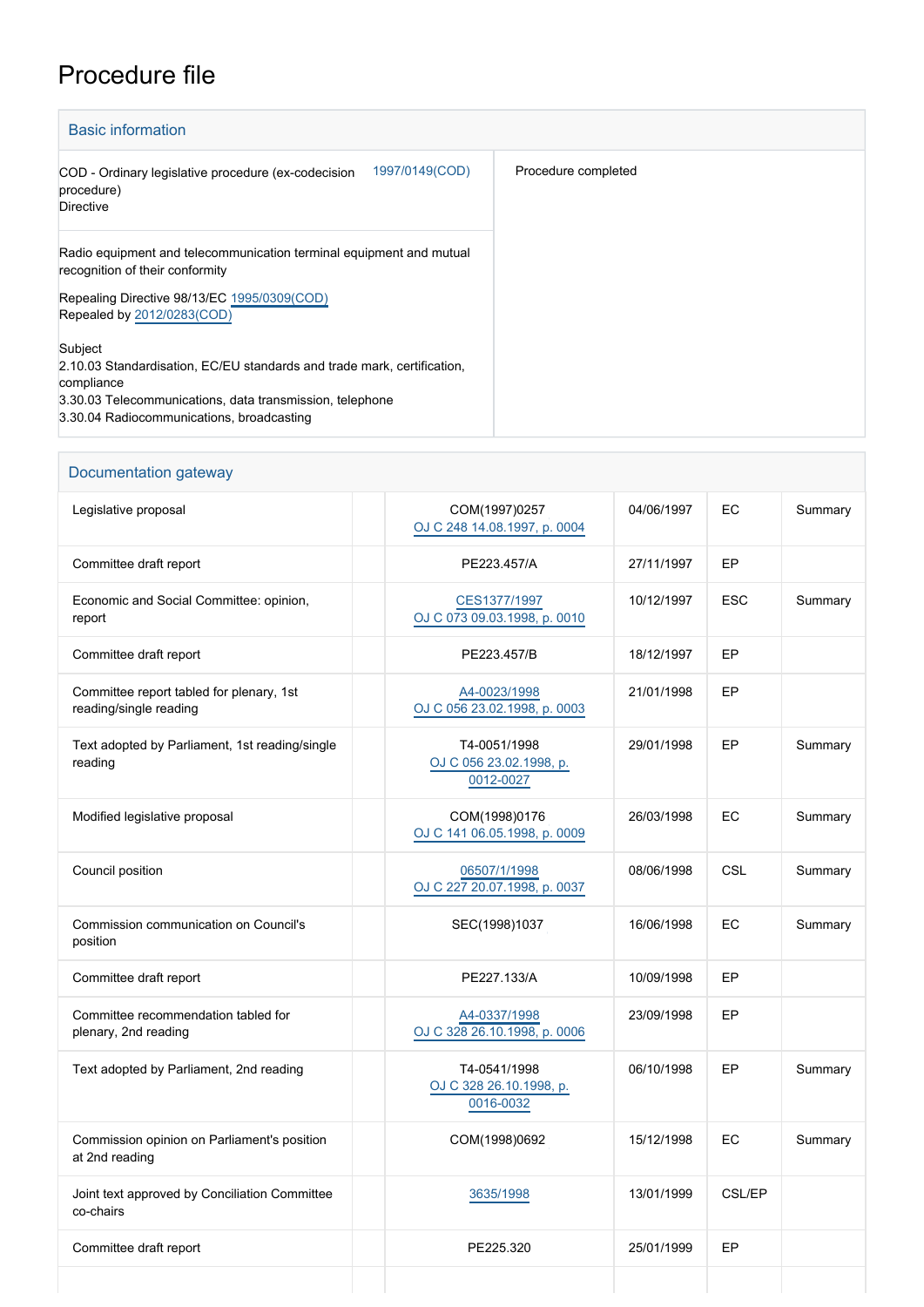# Procedure file

## Basic information

| | | |
|---|---|---|
| COD - Ordinary legislative procedure (ex-codecision procedure)<br>Directive | 1997/0149(COD) | Procedure completed |
| Radio equipment and telecommunication terminal equipment and mutual recognition of their conformity<br><br>Repealing Directive 98/13/EC 1995/0309(COD)<br>Repealed by 2012/0283(COD)<br><br>Subject<br>2.10.03 Standardisation, EC/EU standards and trade mark, certification, compliance<br>3.30.03 Telecommunications, data transmission, telephone<br>3.30.04 Radiocommunications, broadcasting | | |

## Documentation gateway

| | | | | | |
|---|---|---|---|---|---|
| Legislative proposal | | COM(1997)0257<br>OJ C 248 14.08.1997, p. 0004 | 04/06/1997 | EC | Summary |
| Committee draft report | | PE223.457/A | 27/11/1997 | EP | |
| Economic and Social Committee: opinion, report | | CES1377/1997<br>OJ C 073 09.03.1998, p. 0010 | 10/12/1997 | ESC | Summary |
| Committee draft report | | PE223.457/B | 18/12/1997 | EP | |
| Committee report tabled for plenary, 1st reading/single reading | | A4-0023/1998<br>OJ C 056 23.02.1998, p. 0003 | 21/01/1998 | EP | |
| Text adopted by Parliament, 1st reading/single reading | | T4-0051/1998<br>OJ C 056 23.02.1998, p. 0012-0027 | 29/01/1998 | EP | Summary |
| Modified legislative proposal | | COM(1998)0176<br>OJ C 141 06.05.1998, p. 0009 | 26/03/1998 | EC | Summary |
| Council position | | 06507/1/1998<br>OJ C 227 20.07.1998, p. 0037 | 08/06/1998 | CSL | Summary |
| Commission communication on Council's position | | SEC(1998)1037 | 16/06/1998 | EC | Summary |
| Committee draft report | | PE227.133/A | 10/09/1998 | EP | |
| Committee recommendation tabled for plenary, 2nd reading | | A4-0337/1998<br>OJ C 328 26.10.1998, p. 0006 | 23/09/1998 | EP | |
| Text adopted by Parliament, 2nd reading | | T4-0541/1998<br>OJ C 328 26.10.1998, p. 0016-0032 | 06/10/1998 | EP | Summary |
| Commission opinion on Parliament's position at 2nd reading | | COM(1998)0692 | 15/12/1998 | EC | Summary |
| Joint text approved by Conciliation Committee co-chairs | | 3635/1998 | 13/01/1999 | CSL/EP | |
| Committee draft report | | PE225.320 | 25/01/1999 | EP | |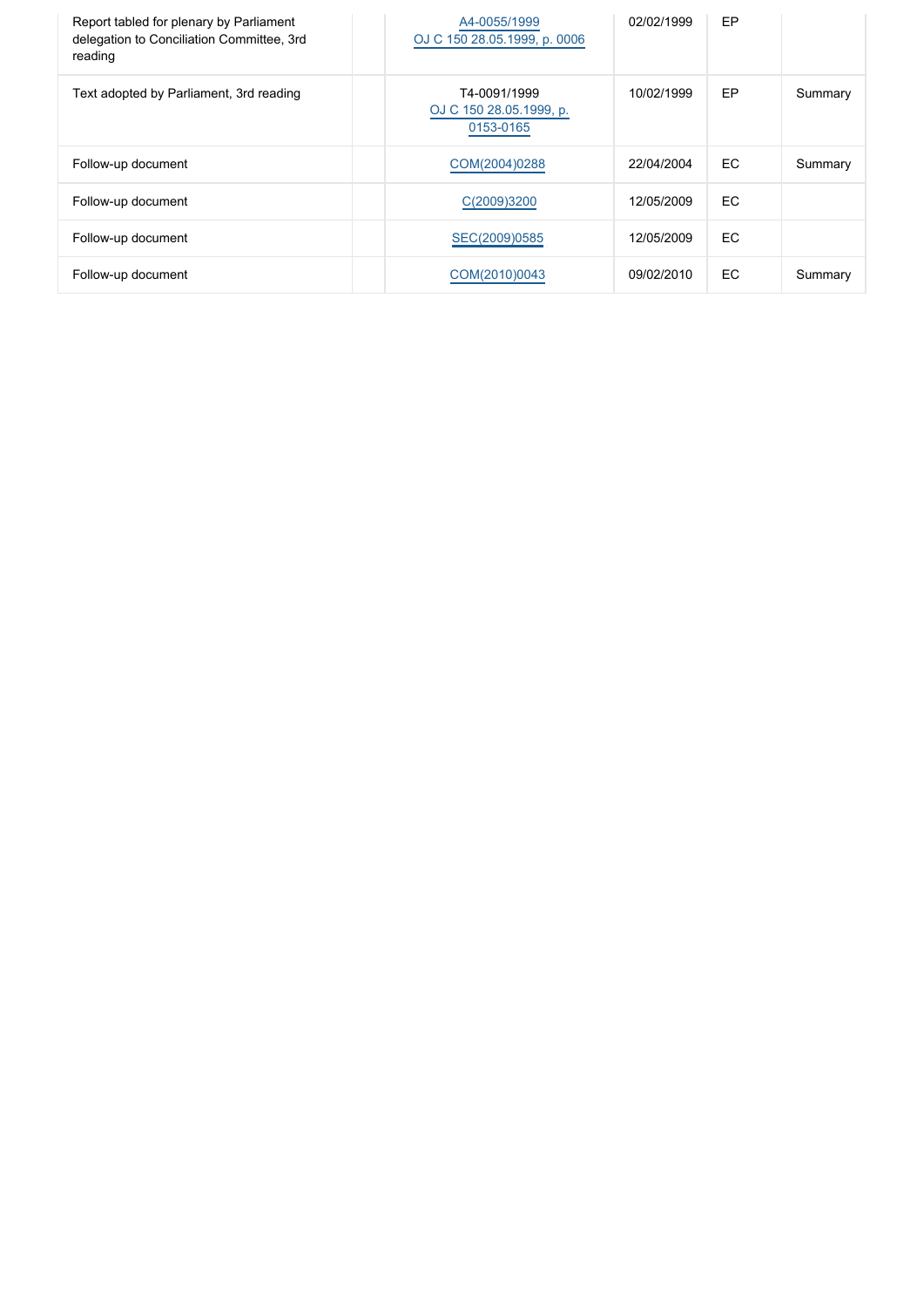| | | | | | |
|---|---|---|---|---|---|
| Report tabled for plenary by Parliament delegation to Conciliation Committee, 3rd reading | | A4-0055/1999<br>OJ C 150 28.05.1999, p. 0006 | 02/02/1999 | EP | |
| Text adopted by Parliament, 3rd reading | | T4-0091/1999<br>OJ C 150 28.05.1999, p. 0153-0165 | 10/02/1999 | EP | Summary |
| Follow-up document | | COM(2004)0288 | 22/04/2004 | EC | Summary |
| Follow-up document | | C(2009)3200 | 12/05/2009 | EC | |
| Follow-up document | | SEC(2009)0585 | 12/05/2009 | EC | |
| Follow-up document | | COM(2010)0043 | 09/02/2010 | EC | Summary |